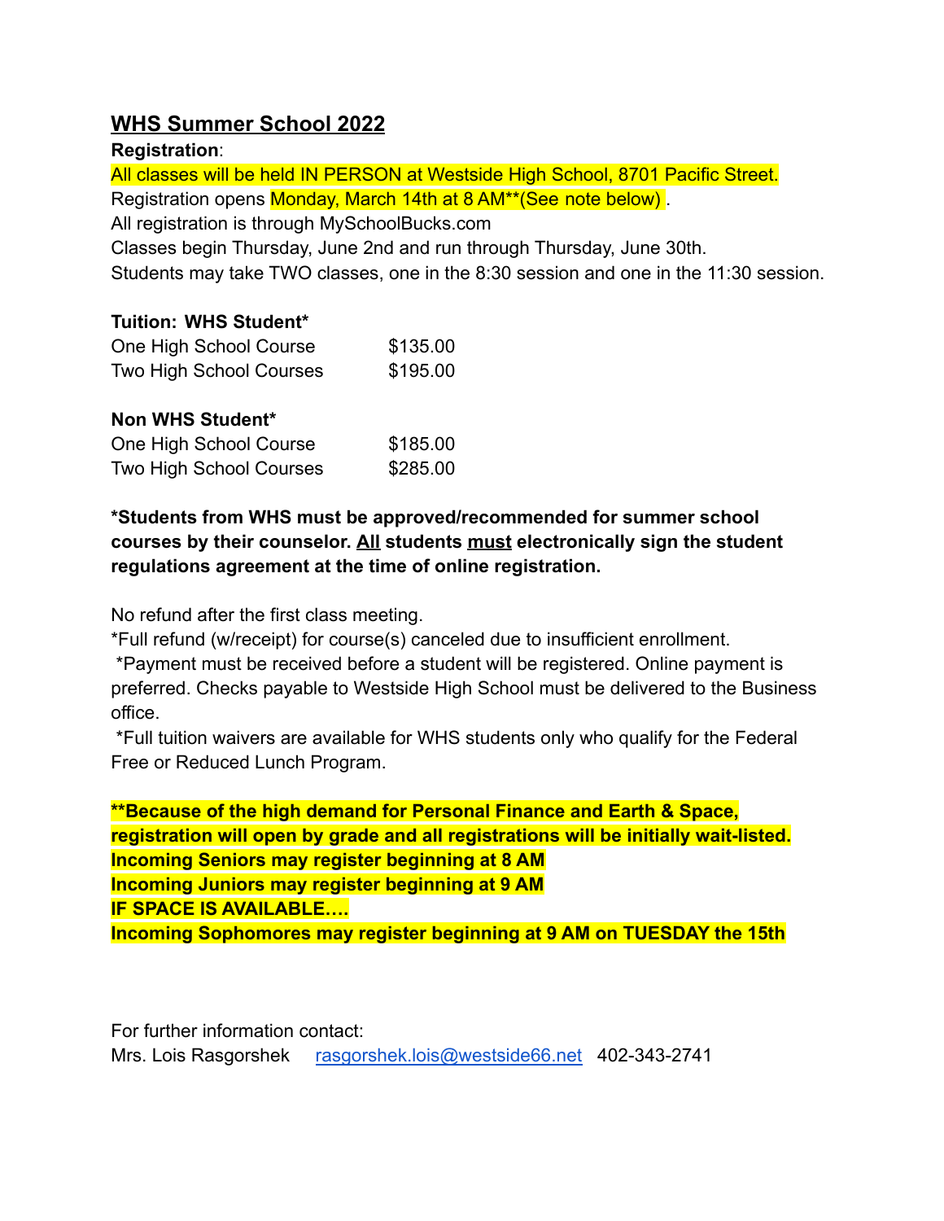## WHS Summer School 2022

**Registration**:

All classes will be held IN PERSON at Westside High School, 8701 Pacific Street.

Registration opens Monday, March 14th at 8 AM**(See note below) .

All registration is through MySchoolBucks.com

Classes begin Thursday, June 2nd and run through Thursday, June 30th.

Students may take TWO classes, one in the 8:30 session and one in the 11:30 session.

**Tuition: WHS Student***

| | |
|---|---|
| One High School Course | $135.00 |
| Two High School Courses | $195.00 |

**Non WHS Student***

| | |
|---|---|
| One High School Course | $185.00 |
| Two High School Courses | $285.00 |

***Students from WHS must be approved/recommended for summer school courses by their counselor. All students must electronically sign the student regulations agreement at the time of online registration.**

No refund after the first class meeting.

*Full refund (w/receipt) for course(s) canceled due to insufficient enrollment.

*Payment must be received before a student will be registered. Online payment is preferred. Checks payable to Westside High School must be delivered to the Business office.

*Full tuition waivers are available for WHS students only who qualify for the Federal Free or Reduced Lunch Program.

****Because of the high demand for Personal Finance and Earth & Space, registration will open by grade and all registrations will be initially wait-listed.**
**Incoming Seniors may register beginning at 8 AM**
**Incoming Juniors may register beginning at 9 AM**
**IF SPACE IS AVAILABLE….**
**Incoming Sophomores may register beginning at 9 AM on TUESDAY the 15th**

For further information contact:

Mrs. Lois Rasgorshek rasgorshek.lois@westside66.net 402-343-2741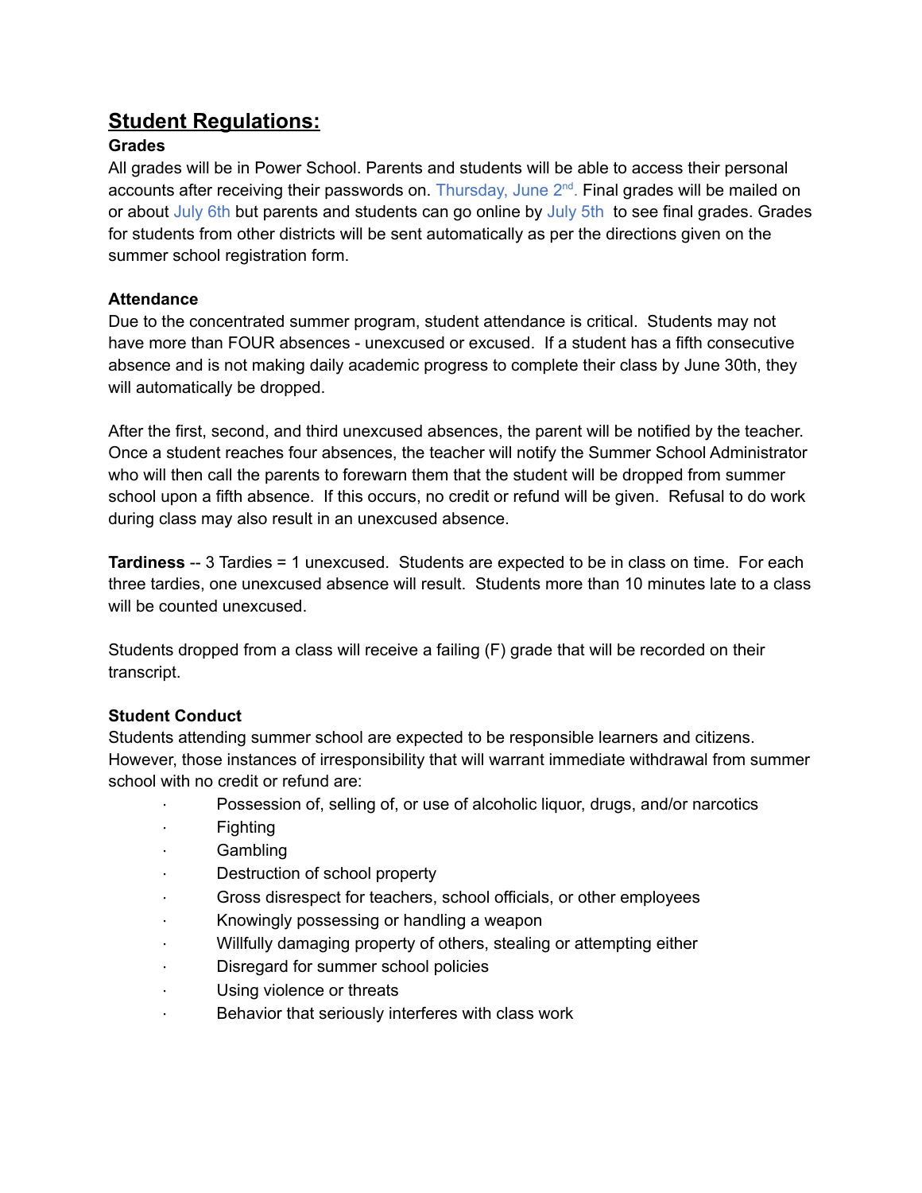## Student Regulations:

**Grades**

All grades will be in Power School. Parents and students will be able to access their personal accounts after receiving their passwords on. Thursday, June 2nd. Final grades will be mailed on or about July 6th but parents and students can go online by July 5th to see final grades. Grades for students from other districts will be sent automatically as per the directions given on the summer school registration form.

**Attendance**

Due to the concentrated summer program, student attendance is critical. Students may not have more than FOUR absences - unexcused or excused. If a student has a fifth consecutive absence and is not making daily academic progress to complete their class by June 30th, they will automatically be dropped.

After the first, second, and third unexcused absences, the parent will be notified by the teacher. Once a student reaches four absences, the teacher will notify the Summer School Administrator who will then call the parents to forewarn them that the student will be dropped from summer school upon a fifth absence. If this occurs, no credit or refund will be given. Refusal to do work during class may also result in an unexcused absence.

**Tardiness** -- 3 Tardies = 1 unexcused. Students are expected to be in class on time. For each three tardies, one unexcused absence will result. Students more than 10 minutes late to a class will be counted unexcused.

Students dropped from a class will receive a failing (F) grade that will be recorded on their transcript.

**Student Conduct**

Students attending summer school are expected to be responsible learners and citizens. However, those instances of irresponsibility that will warrant immediate withdrawal from summer school with no credit or refund are:

- Possession of, selling of, or use of alcoholic liquor, drugs, and/or narcotics
- Fighting
- Gambling
- Destruction of school property
- Gross disrespect for teachers, school officials, or other employees
- Knowingly possessing or handling a weapon
- Willfully damaging property of others, stealing or attempting either
- Disregard for summer school policies
- Using violence or threats
- Behavior that seriously interferes with class work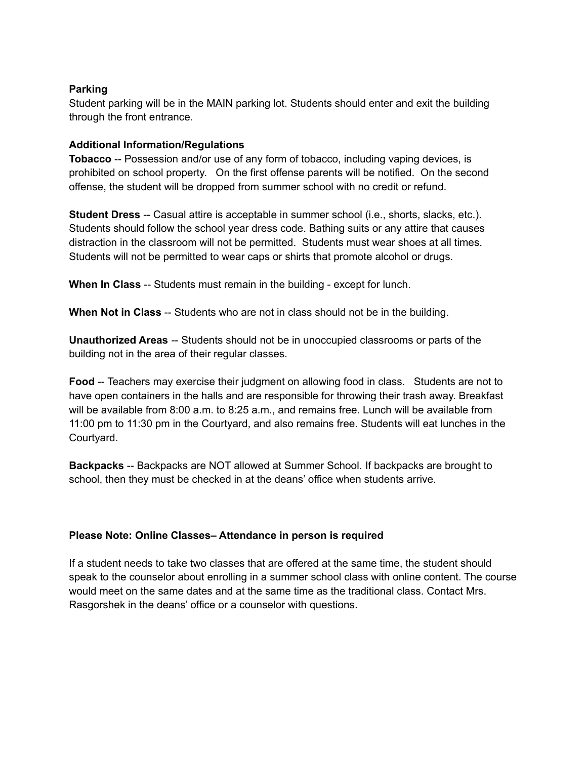**Parking**
Student parking will be in the MAIN parking lot. Students should enter and exit the building through the front entrance.

**Additional Information/Regulations**
**Tobacco** -- Possession and/or use of any form of tobacco, including vaping devices, is prohibited on school property. On the first offense parents will be notified. On the second offense, the student will be dropped from summer school with no credit or refund.

**Student Dress** -- Casual attire is acceptable in summer school (i.e., shorts, slacks, etc.). Students should follow the school year dress code. Bathing suits or any attire that causes distraction in the classroom will not be permitted. Students must wear shoes at all times. Students will not be permitted to wear caps or shirts that promote alcohol or drugs.

**When In Class** -- Students must remain in the building - except for lunch.

**When Not in Class** -- Students who are not in class should not be in the building.

**Unauthorized Areas** -- Students should not be in unoccupied classrooms or parts of the building not in the area of their regular classes.

**Food** -- Teachers may exercise their judgment on allowing food in class. Students are not to have open containers in the halls and are responsible for throwing their trash away. Breakfast will be available from 8:00 a.m. to 8:25 a.m., and remains free. Lunch will be available from 11:00 pm to 11:30 pm in the Courtyard, and also remains free. Students will eat lunches in the Courtyard.

**Backpacks** -- Backpacks are NOT allowed at Summer School. If backpacks are brought to school, then they must be checked in at the deans' office when students arrive.

**Please Note: Online Classes– Attendance in person is required**

If a student needs to take two classes that are offered at the same time, the student should speak to the counselor about enrolling in a summer school class with online content. The course would meet on the same dates and at the same time as the traditional class. Contact Mrs. Rasgorshek in the deans' office or a counselor with questions.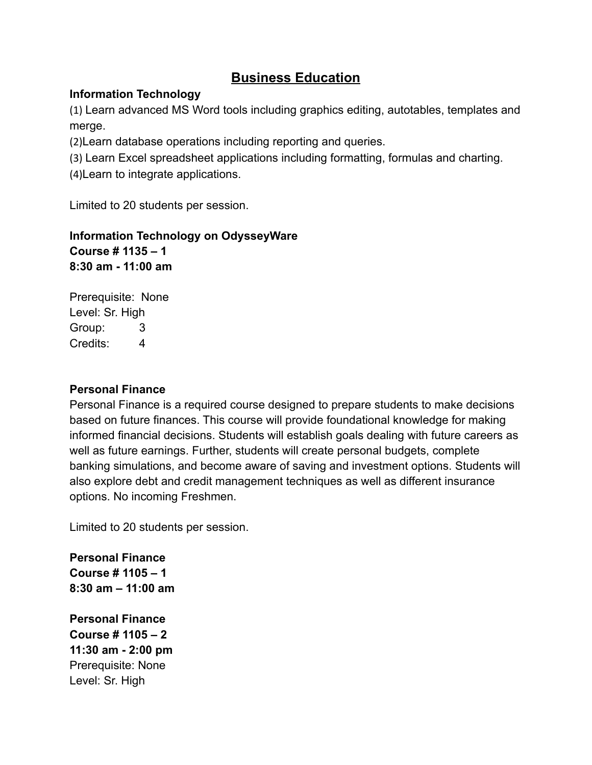# Business Education

**Information Technology**

(1) Learn advanced MS Word tools including graphics editing, autotables, templates and merge.
(2)Learn database operations including reporting and queries.
(3) Learn Excel spreadsheet applications including formatting, formulas and charting.
(4)Learn to integrate applications.

Limited to 20 students per session.

**Information Technology on OdysseyWare**
**Course # 1135 – 1**
**8:30 am - 11:00 am**

Prerequisite: None
Level: Sr. High
Group: 3
Credits: 4

**Personal Finance**

Personal Finance is a required course designed to prepare students to make decisions based on future finances. This course will provide foundational knowledge for making informed financial decisions. Students will establish goals dealing with future careers as well as future earnings. Further, students will create personal budgets, complete banking simulations, and become aware of saving and investment options. Students will also explore debt and credit management techniques as well as different insurance options. No incoming Freshmen.

Limited to 20 students per session.

**Personal Finance**
**Course # 1105 – 1**
**8:30 am – 11:00 am**

**Personal Finance**
**Course # 1105 – 2**
**11:30 am - 2:00 pm**
Prerequisite: None
Level: Sr. High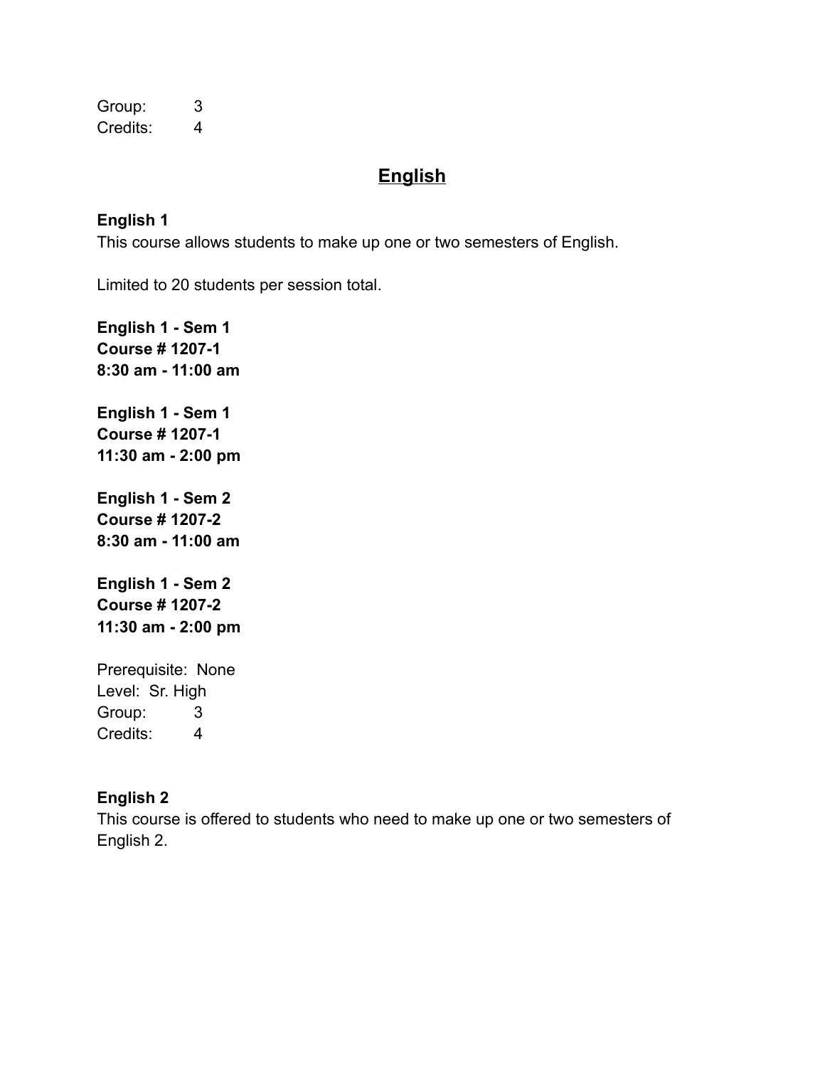Group: 3
Credits: 4

## English

**English 1**
This course allows students to make up one or two semesters of English.

Limited to 20 students per session total.

**English 1 - Sem 1**
**Course # 1207-1**
**8:30 am - 11:00 am**

**English 1 - Sem 1**
**Course # 1207-1**
**11:30 am - 2:00 pm**

**English 1 - Sem 2**
**Course # 1207-2**
**8:30 am - 11:00 am**

**English 1 - Sem 2**
**Course # 1207-2**
**11:30 am - 2:00 pm**

Prerequisite: None
Level: Sr. High
Group: 3
Credits: 4

**English 2**
This course is offered to students who need to make up one or two semesters of English 2.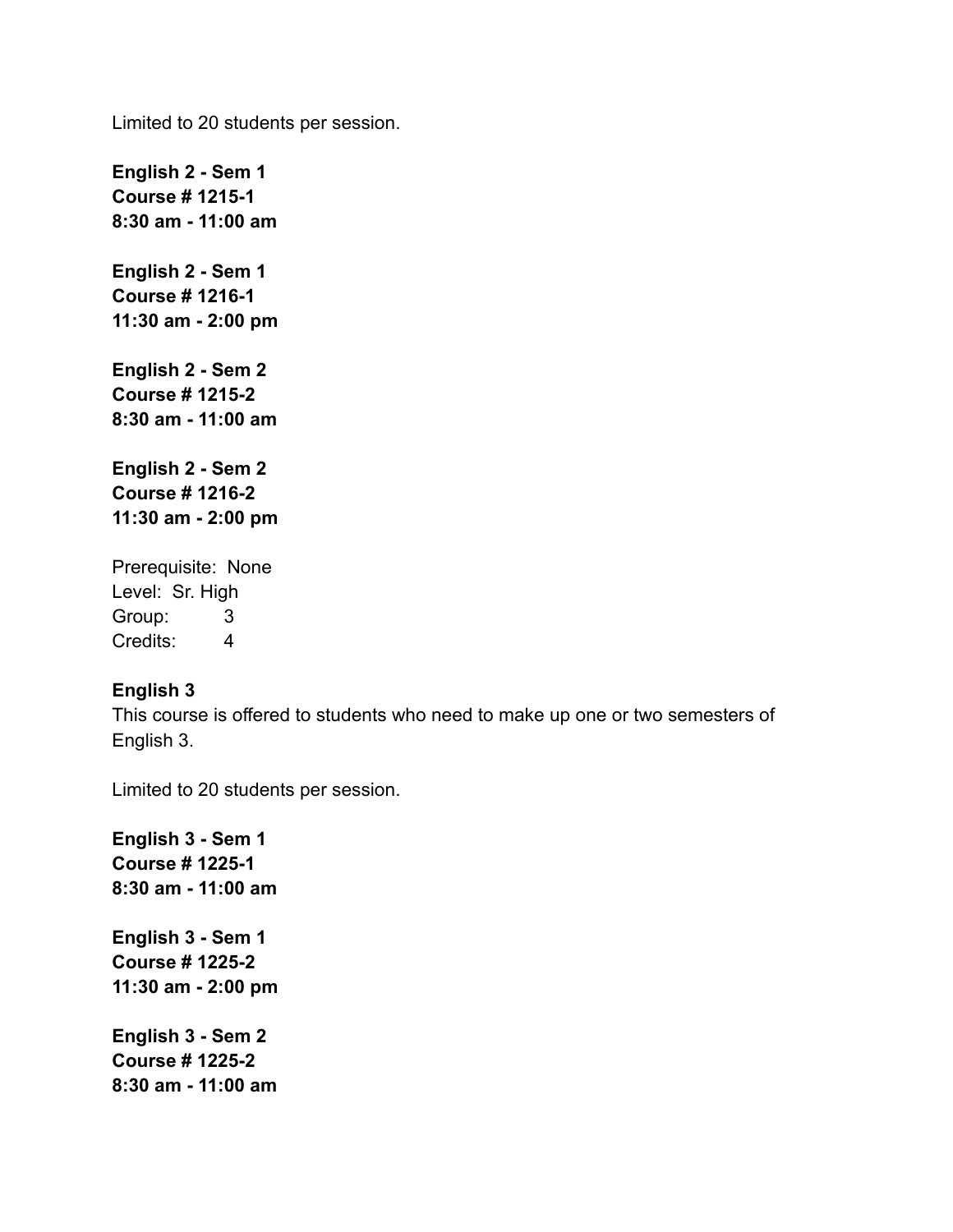Limited to 20 students per session.

**English 2 - Sem 1**
**Course # 1215-1**
**8:30 am - 11:00 am**

**English 2 - Sem 1**
**Course # 1216-1**
**11:30 am - 2:00 pm**

**English 2 - Sem 2**
**Course # 1215-2**
**8:30 am - 11:00 am**

**English 2 - Sem 2**
**Course # 1216-2**
**11:30 am - 2:00 pm**

Prerequisite: None
Level: Sr. High
Group: 3
Credits: 4

**English 3**
This course is offered to students who need to make up one or two semesters of English 3.

Limited to 20 students per session.

**English 3 - Sem 1**
**Course # 1225-1**
**8:30 am - 11:00 am**

**English 3 - Sem 1**
**Course # 1225-2**
**11:30 am - 2:00 pm**

**English 3 - Sem 2**
**Course # 1225-2**
**8:30 am - 11:00 am**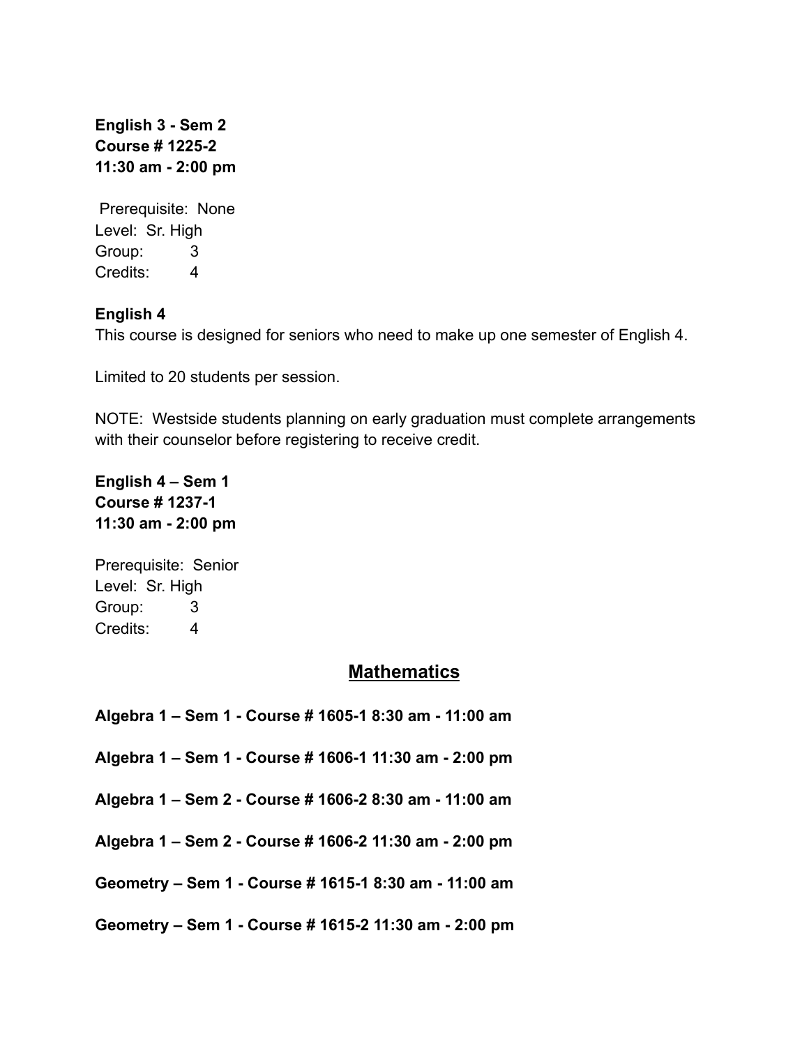**English 3 - Sem 2**
**Course # 1225-2**
**11:30 am - 2:00 pm**

Prerequisite: None
Level: Sr. High
Group: 3
Credits: 4

**English 4**

This course is designed for seniors who need to make up one semester of English 4.

Limited to 20 students per session.

NOTE: Westside students planning on early graduation must complete arrangements with their counselor before registering to receive credit.

**English 4 – Sem 1**
**Course # 1237-1**
**11:30 am - 2:00 pm**

Prerequisite: Senior
Level: Sr. High
Group: 3
Credits: 4

## Mathematics

**Algebra 1 – Sem 1 - Course # 1605-1 8:30 am - 11:00 am**

**Algebra 1 – Sem 1 - Course # 1606-1 11:30 am - 2:00 pm**

**Algebra 1 – Sem 2 - Course # 1606-2 8:30 am - 11:00 am**

**Algebra 1 – Sem 2 - Course # 1606-2 11:30 am - 2:00 pm**

**Geometry – Sem 1 - Course # 1615-1 8:30 am - 11:00 am**

**Geometry – Sem 1 - Course # 1615-2 11:30 am - 2:00 pm**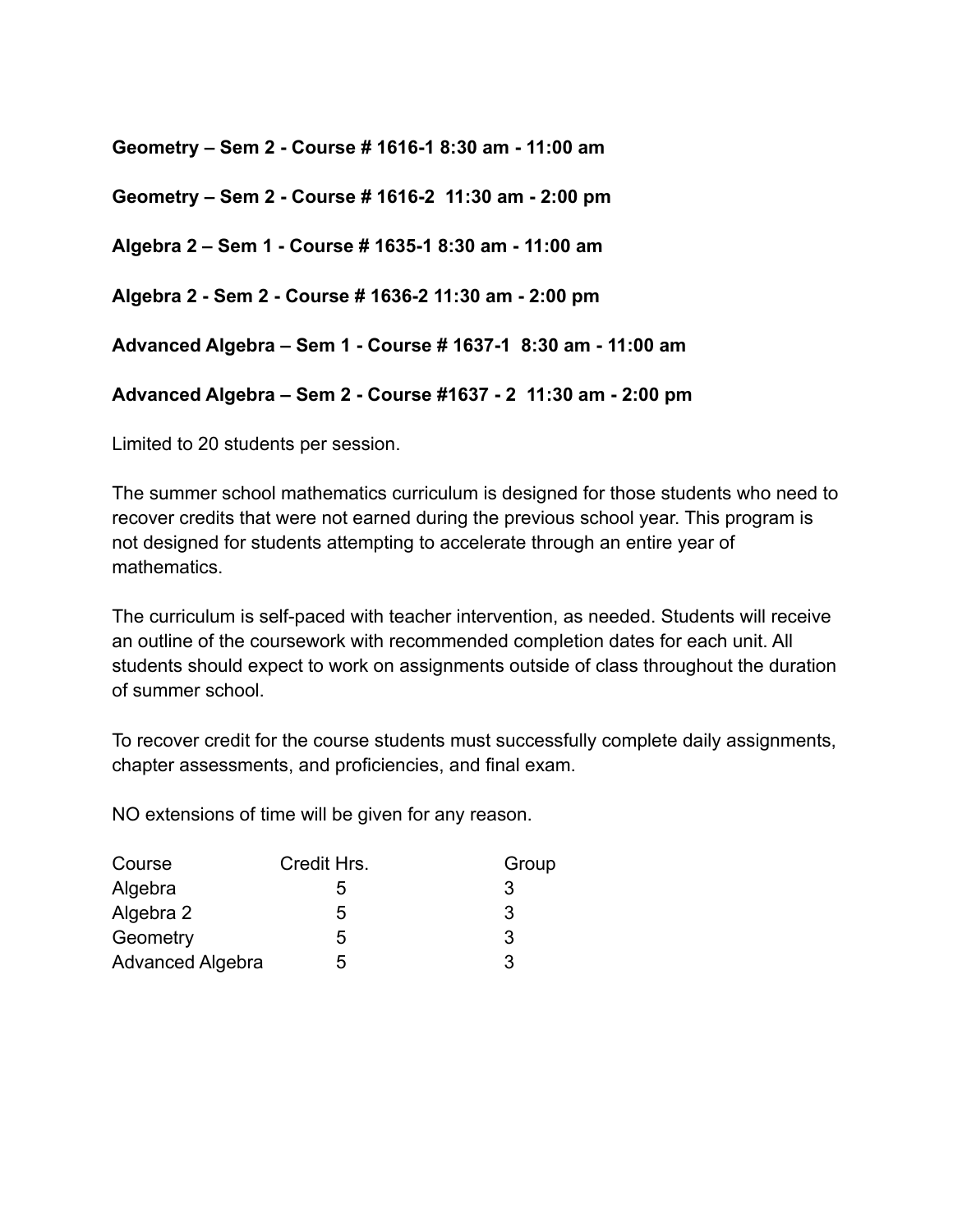**Geometry – Sem 2 - Course # 1616-1 8:30 am - 11:00 am**

**Geometry – Sem 2 - Course # 1616-2  11:30 am - 2:00 pm**

**Algebra 2 – Sem 1 - Course # 1635-1 8:30 am - 11:00 am**

**Algebra 2 - Sem 2 - Course # 1636-2 11:30 am - 2:00 pm**

**Advanced Algebra – Sem 1 - Course # 1637-1  8:30 am - 11:00 am**

**Advanced Algebra – Sem 2 - Course #1637 - 2  11:30 am - 2:00 pm**

Limited to 20 students per session.

The summer school mathematics curriculum is designed for those students who need to recover credits that were not earned during the previous school year. This program is not designed for students attempting to accelerate through an entire year of mathematics.

The curriculum is self-paced with teacher intervention, as needed. Students will receive an outline of the coursework with recommended completion dates for each unit. All students should expect to work on assignments outside of class throughout the duration of summer school.

To recover credit for the course students must successfully complete daily assignments, chapter assessments, and proficiencies, and final exam.

NO extensions of time will be given for any reason.

| Course | Credit Hrs. | Group |
|---|---|---|
| Algebra | 5 | 3 |
| Algebra 2 | 5 | 3 |
| Geometry | 5 | 3 |
| Advanced Algebra | 5 | 3 |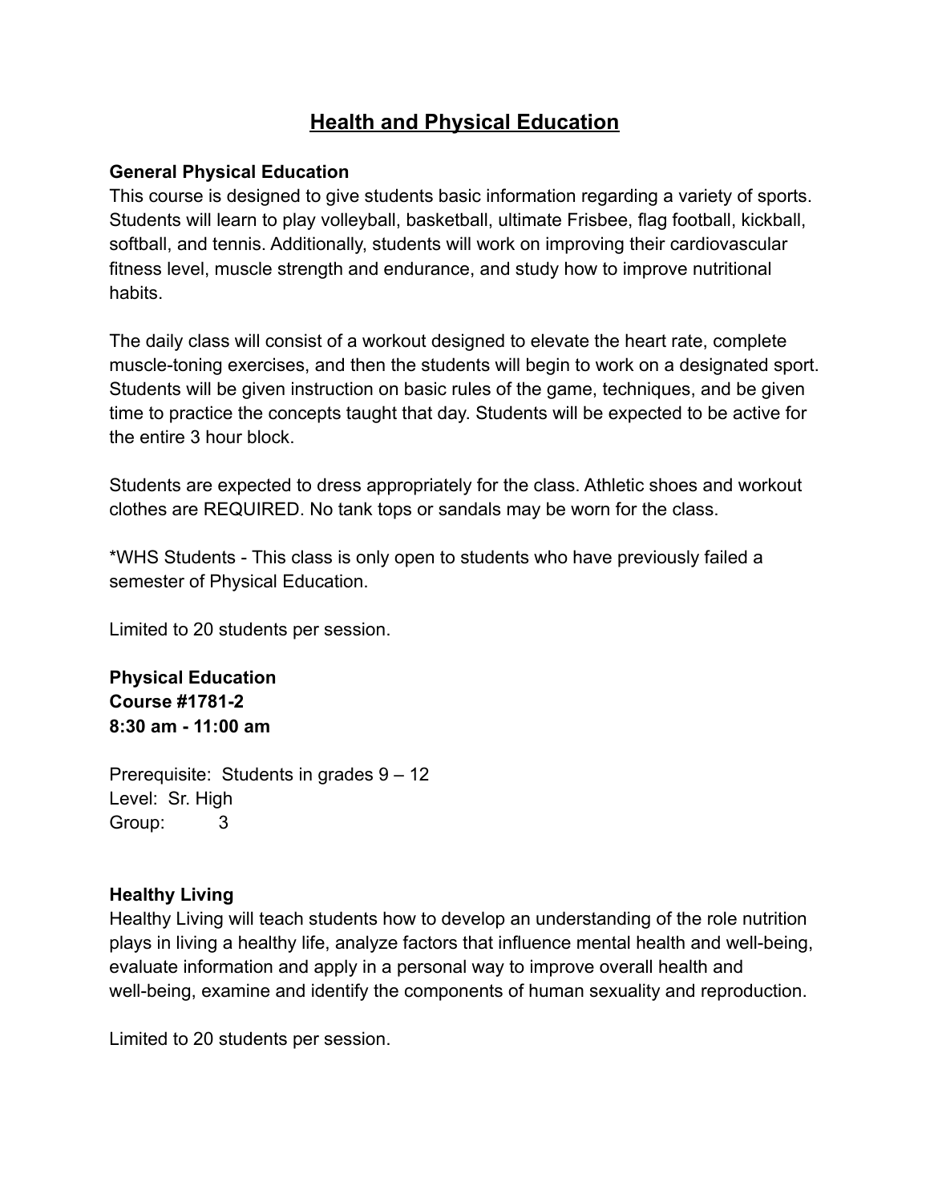# Health and Physical Education

**General Physical Education**

This course is designed to give students basic information regarding a variety of sports. Students will learn to play volleyball, basketball, ultimate Frisbee, flag football, kickball, softball, and tennis. Additionally, students will work on improving their cardiovascular fitness level, muscle strength and endurance, and study how to improve nutritional habits.

The daily class will consist of a workout designed to elevate the heart rate, complete muscle-toning exercises, and then the students will begin to work on a designated sport. Students will be given instruction on basic rules of the game, techniques, and be given time to practice the concepts taught that day. Students will be expected to be active for the entire 3 hour block.

Students are expected to dress appropriately for the class. Athletic shoes and workout clothes are REQUIRED. No tank tops or sandals may be worn for the class.

*WHS Students - This class is only open to students who have previously failed a semester of Physical Education.

Limited to 20 students per session.

**Physical Education**
**Course #1781-2**
**8:30 am - 11:00 am**

Prerequisite: Students in grades 9 – 12
Level: Sr. High
Group: 3

**Healthy Living**

Healthy Living will teach students how to develop an understanding of the role nutrition plays in living a healthy life, analyze factors that influence mental health and well-being, evaluate information and apply in a personal way to improve overall health and well-being, examine and identify the components of human sexuality and reproduction.

Limited to 20 students per session.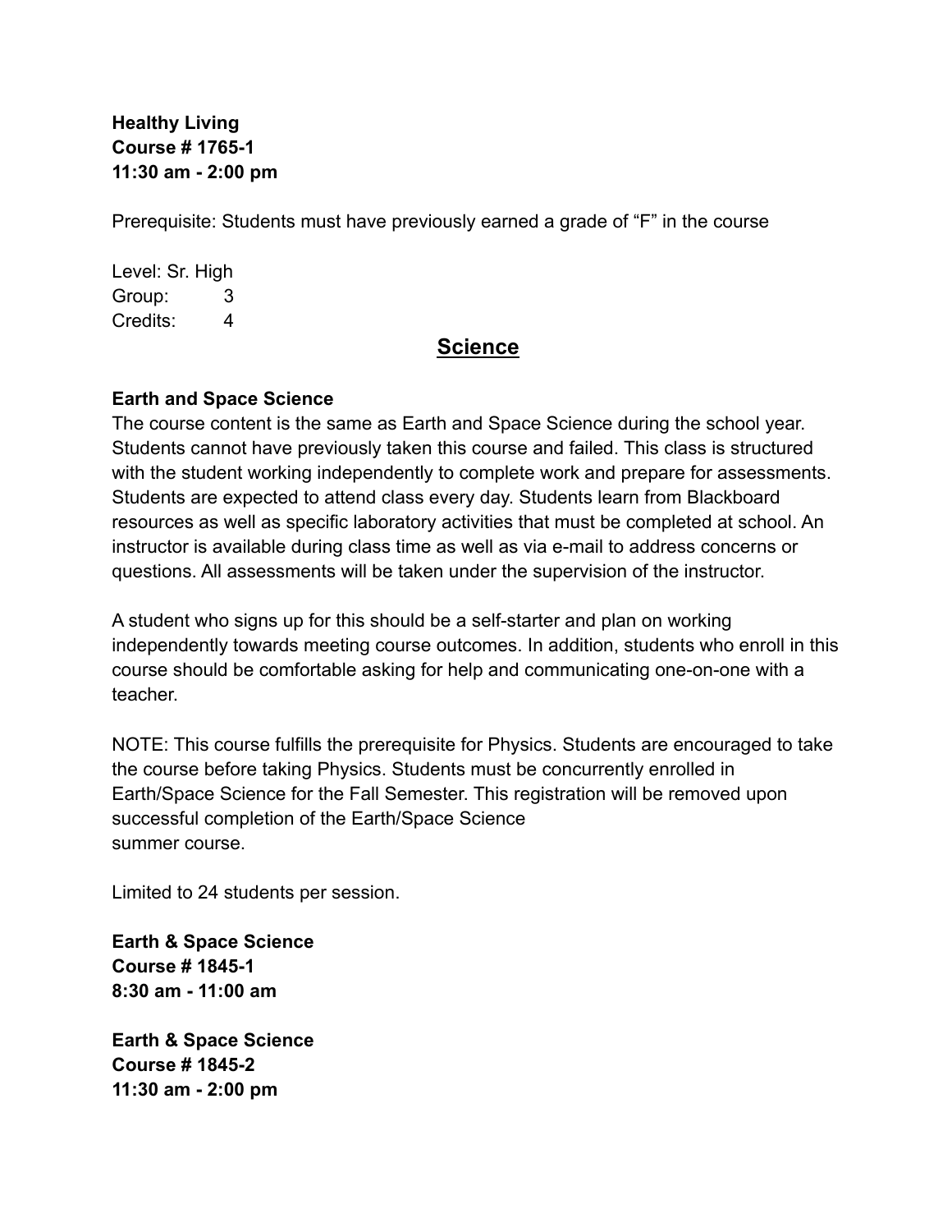**Healthy Living**
**Course # 1765-1**
**11:30 am - 2:00 pm**

Prerequisite: Students must have previously earned a grade of "F" in the course

Level: Sr. High
Group: 3
Credits: 4

## Science

**Earth and Space Science**

The course content is the same as Earth and Space Science during the school year. Students cannot have previously taken this course and failed. This class is structured with the student working independently to complete work and prepare for assessments. Students are expected to attend class every day. Students learn from Blackboard resources as well as specific laboratory activities that must be completed at school. An instructor is available during class time as well as via e-mail to address concerns or questions. All assessments will be taken under the supervision of the instructor.

A student who signs up for this should be a self-starter and plan on working independently towards meeting course outcomes. In addition, students who enroll in this course should be comfortable asking for help and communicating one-on-one with a teacher.

NOTE: This course fulfills the prerequisite for Physics. Students are encouraged to take the course before taking Physics. Students must be concurrently enrolled in Earth/Space Science for the Fall Semester. This registration will be removed upon successful completion of the Earth/Space Science summer course.

Limited to 24 students per session.

**Earth & Space Science**
**Course # 1845-1**
**8:30 am - 11:00 am**

**Earth & Space Science**
**Course # 1845-2**
**11:30 am - 2:00 pm**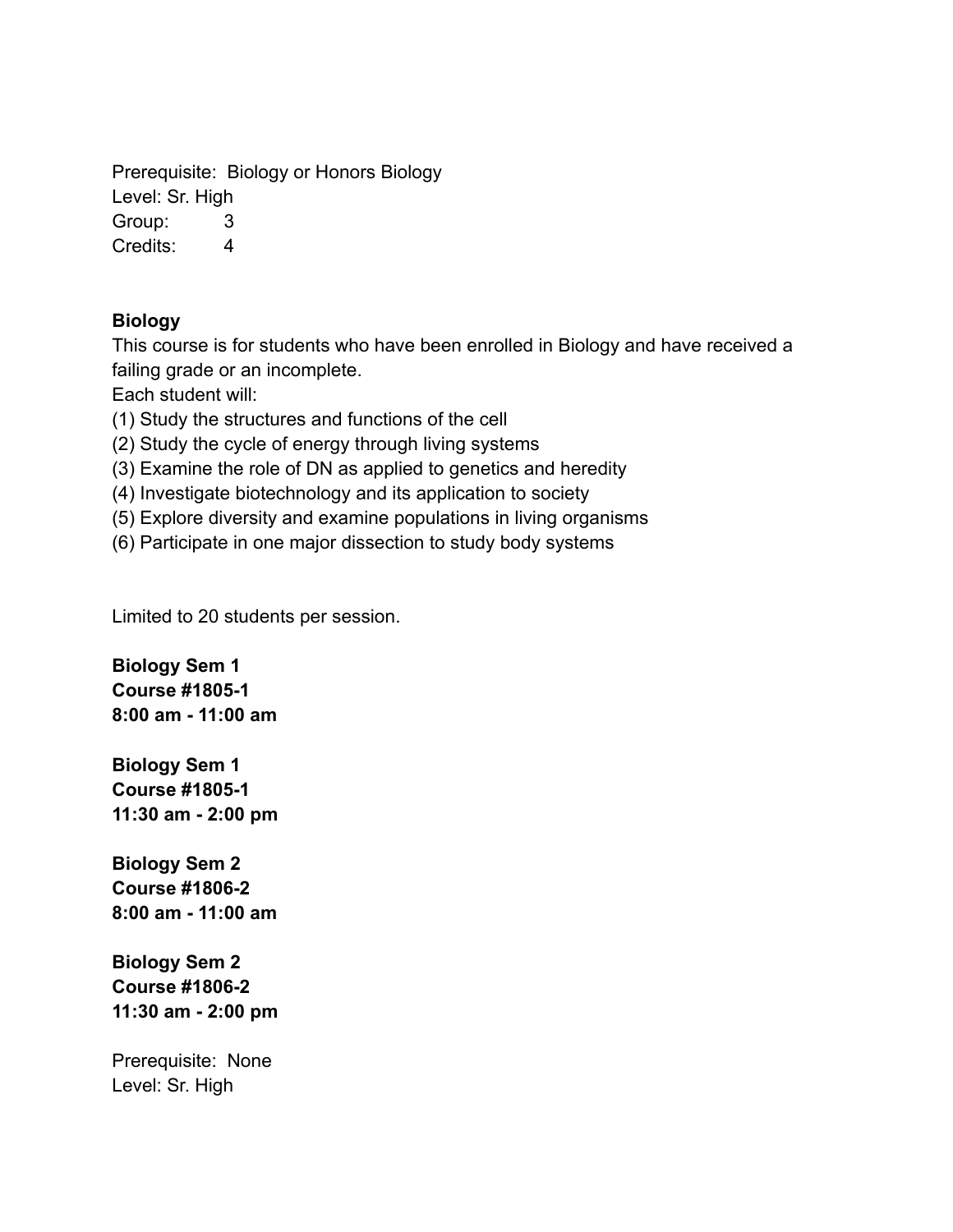Prerequisite: Biology or Honors Biology
Level: Sr. High
Group: 3
Credits: 4

**Biology**

This course is for students who have been enrolled in Biology and have received a failing grade or an incomplete.

Each student will:

(1) Study the structures and functions of the cell
(2) Study the cycle of energy through living systems
(3) Examine the role of DN as applied to genetics and heredity
(4) Investigate biotechnology and its application to society
(5) Explore diversity and examine populations in living organisms
(6) Participate in one major dissection to study body systems

Limited to 20 students per session.

**Biology Sem 1**
**Course #1805-1**
**8:00 am - 11:00 am**

**Biology Sem 1**
**Course #1805-1**
**11:30 am - 2:00 pm**

**Biology Sem 2**
**Course #1806-2**
**8:00 am - 11:00 am**

**Biology Sem 2**
**Course #1806-2**
**11:30 am - 2:00 pm**

Prerequisite: None
Level: Sr. High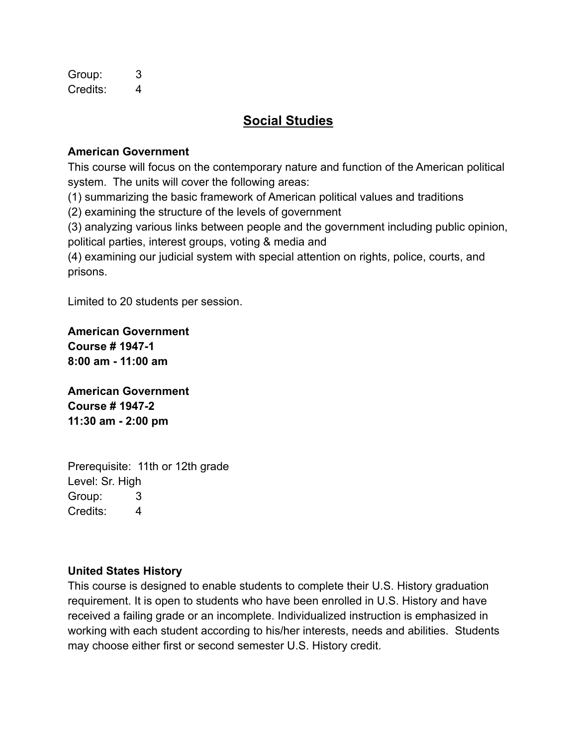Group: 3
Credits: 4

## Social Studies

**American Government**
This course will focus on the contemporary nature and function of the American political system. The units will cover the following areas:
(1) summarizing the basic framework of American political values and traditions
(2) examining the structure of the levels of government
(3) analyzing various links between people and the government including public opinion, political parties, interest groups, voting & media and
(4) examining our judicial system with special attention on rights, police, courts, and prisons.

Limited to 20 students per session.

**American Government**
**Course # 1947-1**
**8:00 am - 11:00 am**

**American Government**
**Course # 1947-2**
**11:30 am - 2:00 pm**

Prerequisite: 11th or 12th grade
Level: Sr. High
Group: 3
Credits: 4

**United States History**
This course is designed to enable students to complete their U.S. History graduation requirement. It is open to students who have been enrolled in U.S. History and have received a failing grade or an incomplete. Individualized instruction is emphasized in working with each student according to his/her interests, needs and abilities. Students may choose either first or second semester U.S. History credit.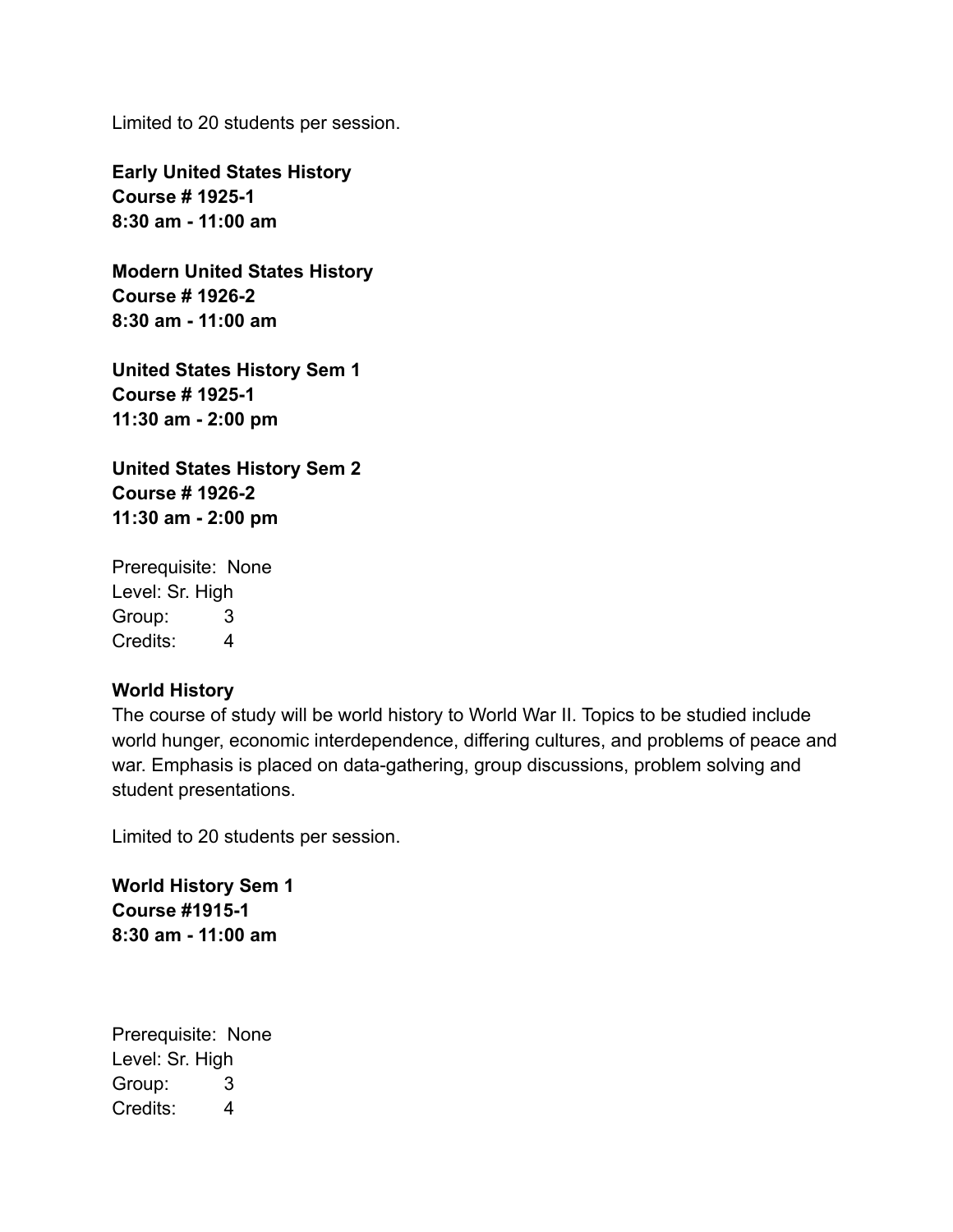Limited to 20 students per session.

**Early United States History**
**Course # 1925-1**
**8:30 am - 11:00 am**

**Modern United States History**
**Course # 1926-2**
**8:30 am - 11:00 am**

**United States History Sem 1**
**Course # 1925-1**
**11:30 am - 2:00 pm**

**United States History Sem 2**
**Course # 1926-2**
**11:30 am - 2:00 pm**

Prerequisite: None
Level: Sr. High
Group: 3
Credits: 4

**World History**
The course of study will be world history to World War II. Topics to be studied include world hunger, economic interdependence, differing cultures, and problems of peace and war. Emphasis is placed on data-gathering, group discussions, problem solving and student presentations.

Limited to 20 students per session.

**World History Sem 1**
**Course #1915-1**
**8:30 am - 11:00 am**

Prerequisite: None
Level: Sr. High
Group: 3
Credits: 4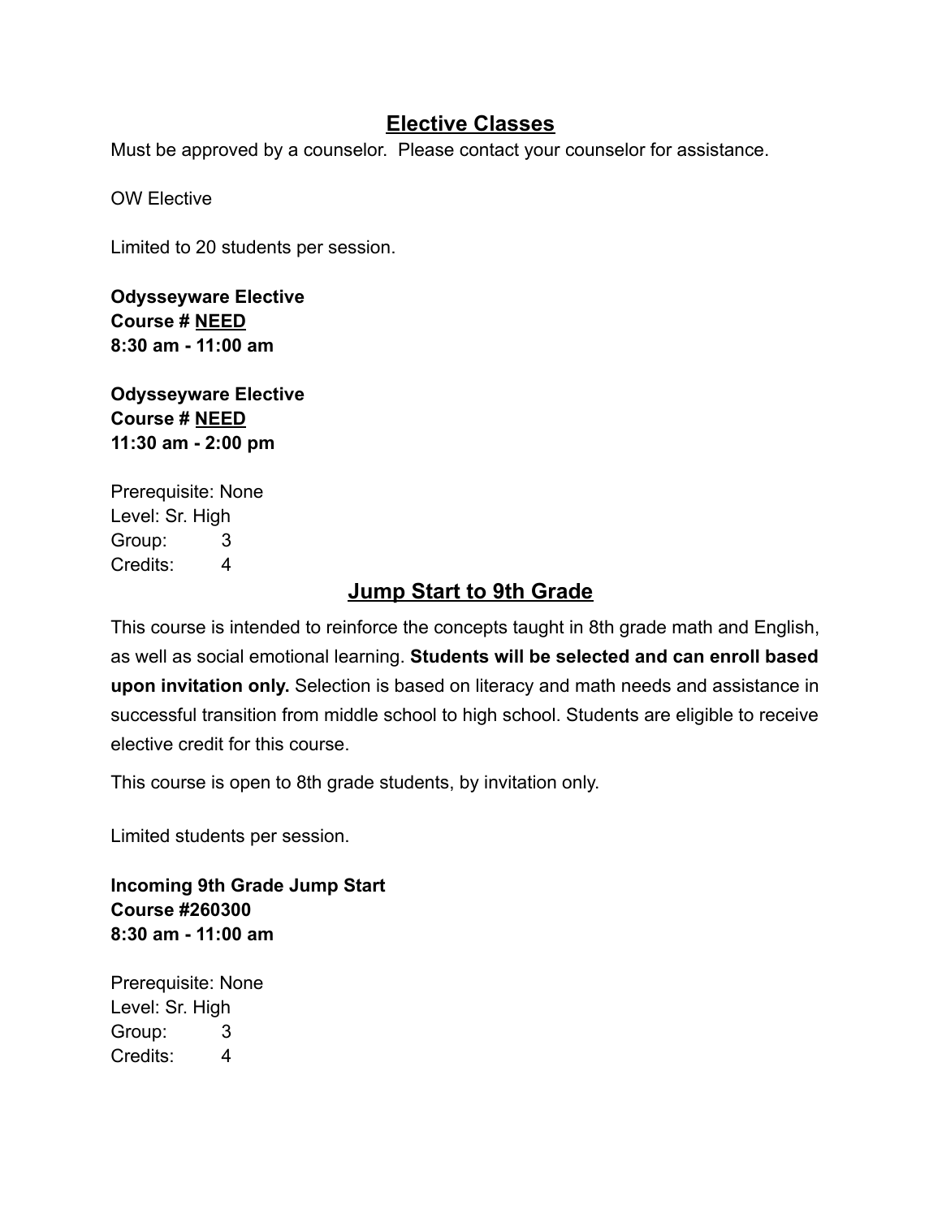## Elective Classes

Must be approved by a counselor. Please contact your counselor for assistance.

OW Elective

Limited to 20 students per session.

**Odysseyware Elective**
**Course # NEED**
**8:30 am - 11:00 am**

**Odysseyware Elective**
**Course # NEED**
**11:30 am - 2:00 pm**

Prerequisite: None
Level: Sr. High
Group: 3
Credits: 4

## Jump Start to 9th Grade

This course is intended to reinforce the concepts taught in 8th grade math and English, as well as social emotional learning. **Students will be selected and can enroll based upon invitation only.** Selection is based on literacy and math needs and assistance in successful transition from middle school to high school. Students are eligible to receive elective credit for this course.

This course is open to 8th grade students, by invitation only.

Limited students per session.

**Incoming 9th Grade Jump Start**
**Course #260300**
**8:30 am - 11:00 am**

Prerequisite: None
Level: Sr. High
Group: 3
Credits: 4